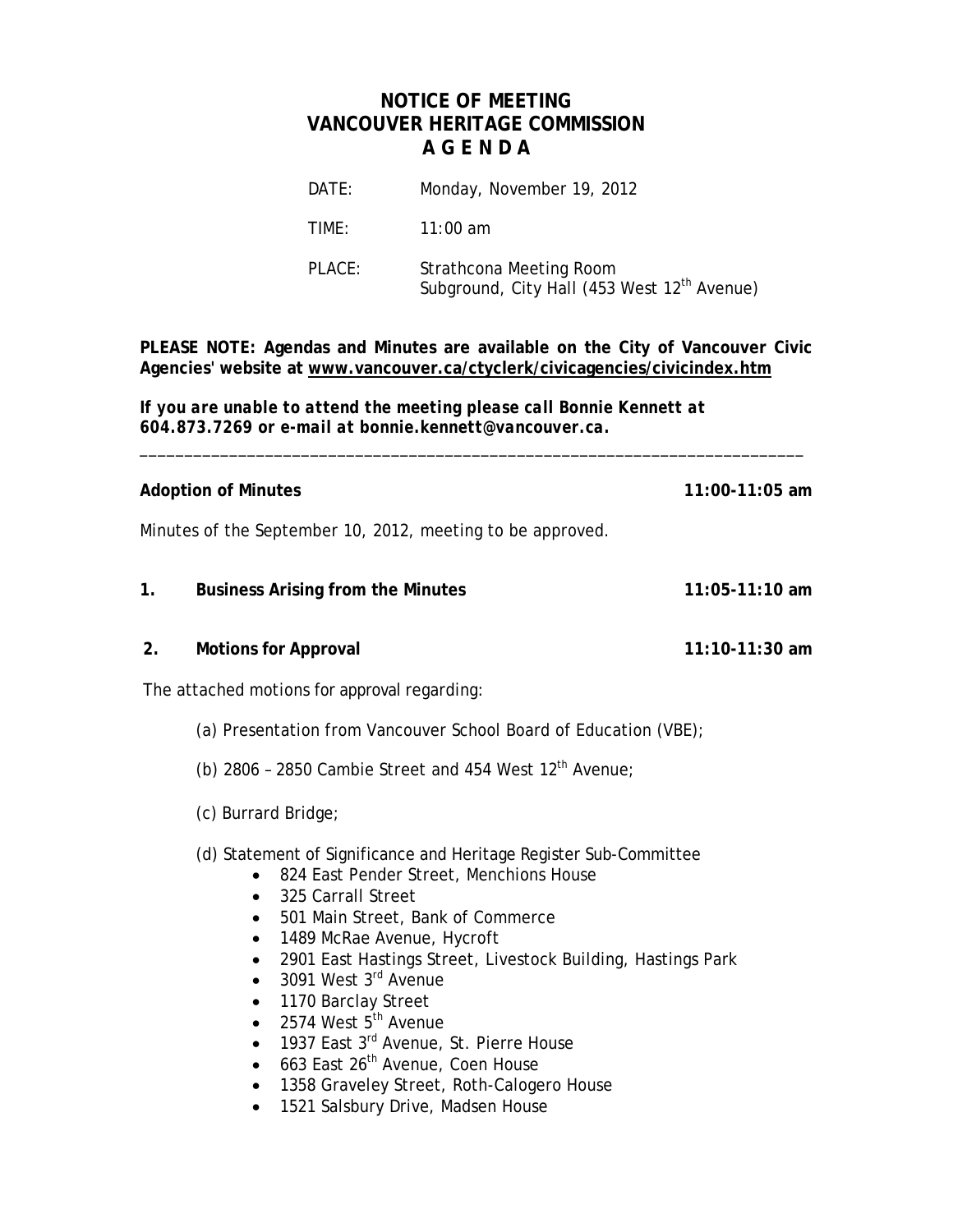# NOTICE OF MEETING
# VANCOUVER HERITAGE COMMISSION
# A G E N D A

DATE: Monday, November 19, 2012

TIME: 11:00 am

PLACE: Strathcona Meeting Room
Subground, City Hall (453 West 12th Avenue)

***PLEASE NOTE: Agendas and Minutes are available on the City of Vancouver Civic Agencies' website at www.vancouver.ca/ctyclerk/civicagencies/civicindex.htm***

***If you are unable to attend the meeting please call Bonnie Kennett at 604.873.7269 or e-mail at bonnie.kennett@vancouver.ca.***

---

**Adoption of Minutes** **11:00-11:05 am**

Minutes of the September 10, 2012, meeting to be approved.

**1. Business Arising from the Minutes** **11:05-11:10 am**

**2. Motions for Approval** **11:10-11:30 am**

The attached motions for approval regarding:

(a) Presentation from Vancouver School Board of Education (VBE);

(b) 2806 – 2850 Cambie Street and 454 West 12th Avenue;

(c) Burrard Bridge;

(d) Statement of Significance and Heritage Register Sub-Committee

- 824 East Pender Street, Menchions House
- 325 Carrall Street
- 501 Main Street, Bank of Commerce
- 1489 McRae Avenue, Hycroft
- 2901 East Hastings Street, Livestock Building, Hastings Park
- 3091 West 3rd Avenue
- 1170 Barclay Street
- 2574 West 5th Avenue
- 1937 East 3rd Avenue, St. Pierre House
- 663 East 26th Avenue, Coen House
- 1358 Graveley Street, Roth-Calogero House
- 1521 Salsbury Drive, Madsen House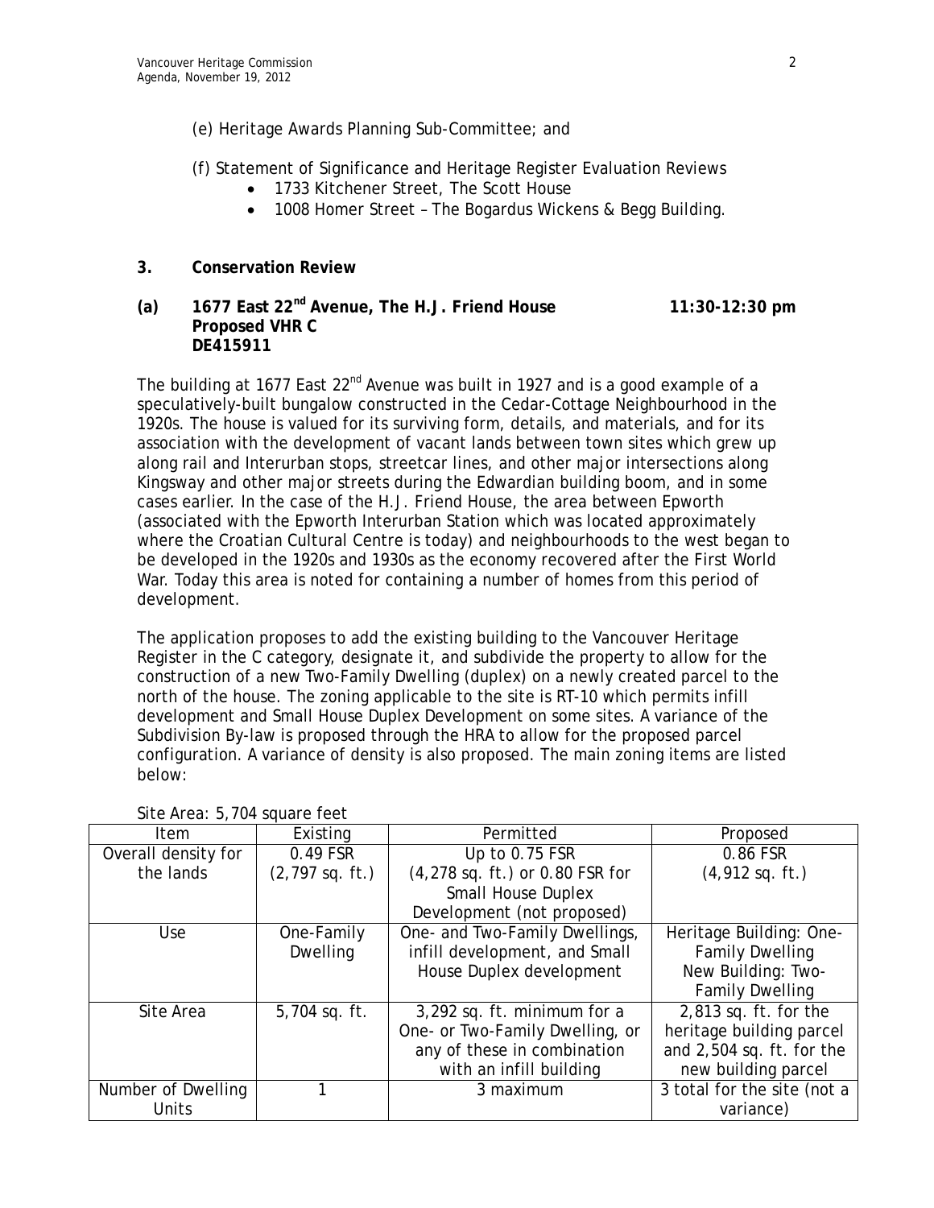(e) Heritage Awards Planning Sub-Committee; and

(f) Statement of Significance and Heritage Register Evaluation Reviews

- 1733 Kitchener Street, The Scott House
- 1008 Homer Street – The Bogardus Wickens & Begg Building.

## 3. Conservation Review

### (a) 1677 East 22nd Avenue, The H.J. Friend House — 11:30-12:30 pm
**Proposed VHR C**
**DE415911**

The building at 1677 East 22nd Avenue was built in 1927 and is a good example of a speculatively-built bungalow constructed in the Cedar-Cottage Neighbourhood in the 1920s. The house is valued for its surviving form, details, and materials, and for its association with the development of vacant lands between town sites which grew up along rail and Interurban stops, streetcar lines, and other major intersections along Kingsway and other major streets during the Edwardian building boom, and in some cases earlier. In the case of the H.J. Friend House, the area between Epworth (associated with the Epworth Interurban Station which was located approximately where the Croatian Cultural Centre is today) and neighbourhoods to the west began to be developed in the 1920s and 1930s as the economy recovered after the First World War. Today this area is noted for containing a number of homes from this period of development.

The application proposes to add the existing building to the Vancouver Heritage Register in the C category, designate it, and subdivide the property to allow for the construction of a new Two-Family Dwelling (duplex) on a newly created parcel to the north of the house. The zoning applicable to the site is RT-10 which permits infill development and Small House Duplex Development on some sites. A variance of the Subdivision By-law is proposed through the HRA to allow for the proposed parcel configuration. A variance of density is also proposed. The main zoning items are listed below:

Site Area: 5,704 square feet

| Item | Existing | Permitted | Proposed |
|---|---|---|---|
| Overall density for the lands | 0.49 FSR (2,797 sq. ft.) | Up to 0.75 FSR (4,278 sq. ft.) or 0.80 FSR for Small House Duplex Development (not proposed) | 0.86 FSR (4,912 sq. ft.) |
| Use | One-Family Dwelling | One- and Two-Family Dwellings, infill development, and Small House Duplex development | Heritage Building: One-Family Dwelling New Building: Two-Family Dwelling |
| Site Area | 5,704 sq. ft. | 3,292 sq. ft. minimum for a One- or Two-Family Dwelling, or any of these in combination with an infill building | 2,813 sq. ft. for the heritage building parcel and 2,504 sq. ft. for the new building parcel |
| Number of Dwelling Units | 1 | 3 maximum | 3 total for the site (not a variance) |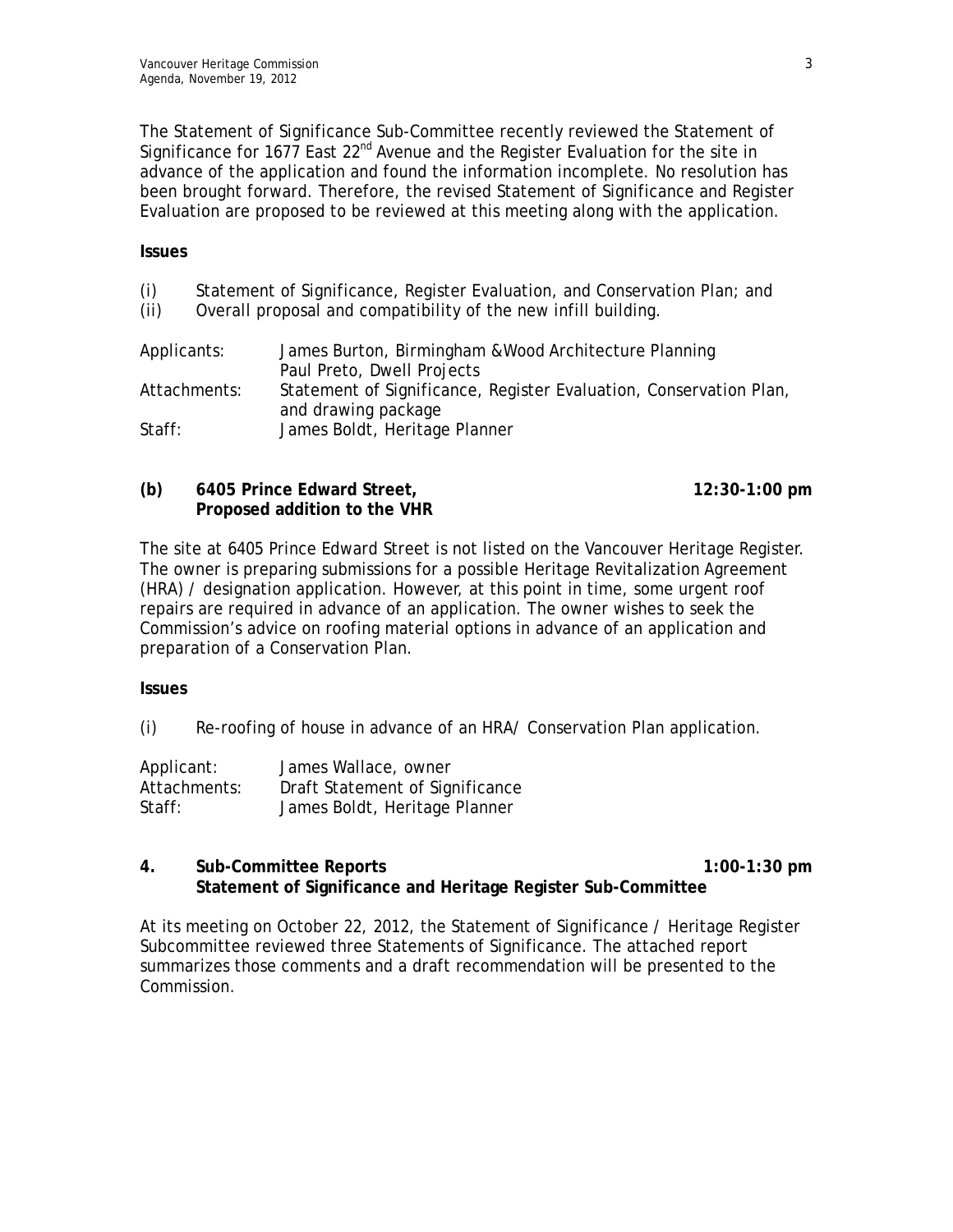The Statement of Significance Sub-Committee recently reviewed the Statement of Significance for 1677 East 22nd Avenue and the Register Evaluation for the site in advance of the application and found the information incomplete. No resolution has been brought forward. Therefore, the revised Statement of Significance and Register Evaluation are proposed to be reviewed at this meeting along with the application.

**Issues**

(i) Statement of Significance, Register Evaluation, and Conservation Plan; and
(ii) Overall proposal and compatibility of the new infill building.

Applicants: James Burton, Birmingham &Wood Architecture Planning
Paul Preto, Dwell Projects
Attachments: Statement of Significance, Register Evaluation, Conservation Plan, and drawing package
Staff: James Boldt, Heritage Planner

**(b) 6405 Prince Edward Street, Proposed addition to the VHR** **12:30-1:00 pm**

The site at 6405 Prince Edward Street is not listed on the Vancouver Heritage Register. The owner is preparing submissions for a possible Heritage Revitalization Agreement (HRA) / designation application. However, at this point in time, some urgent roof repairs are required in advance of an application. The owner wishes to seek the Commission's advice on roofing material options in advance of an application and preparation of a Conservation Plan.

**Issues**

(i) Re-roofing of house in advance of an HRA/ Conservation Plan application.

Applicant: James Wallace, owner
Attachments: Draft Statement of Significance
Staff: James Boldt, Heritage Planner

**4. Sub-Committee Reports** **1:00-1:30 pm**
**Statement of Significance and Heritage Register Sub-Committee**

At its meeting on October 22, 2012, the Statement of Significance / Heritage Register Subcommittee reviewed three Statements of Significance. The attached report summarizes those comments and a draft recommendation will be presented to the Commission.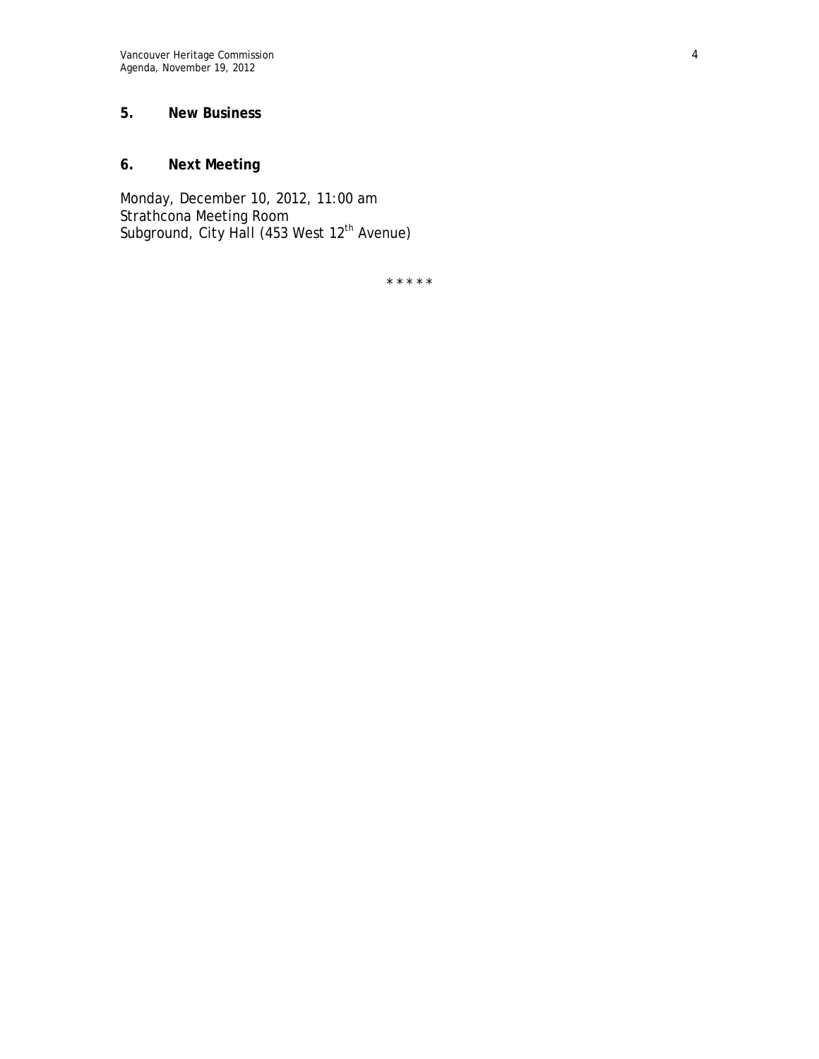## 5. New Business

## 6. Next Meeting

Monday, December 10, 2012, 11:00 am
Strathcona Meeting Room
Subground, City Hall (453 West 12th Avenue)

* * * * *